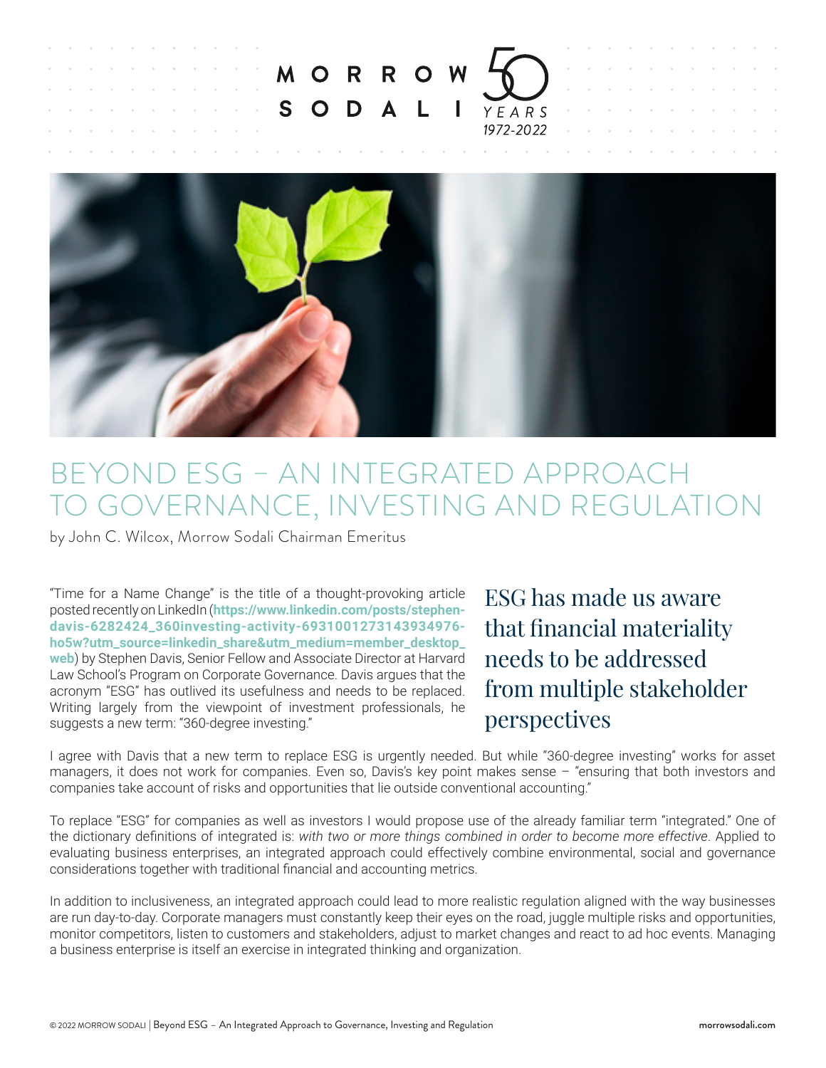# BEYOND ESG – AN INTEGRATED APPROACH TO GOVERNANCE, INVESTING AND REGULATION

by John C. Wilcox, Morrow Sodali Chairman Emeritus

"Time for a Name Change" is the title of a thought-provoking article posted recently on LinkedIn (**https://www.linkedin.com/posts/stephen-davis-6282424_360investing-activity-6931001273143934976-ho5w?utm_source=linkedin_share&utm_medium=member_desktop_web**) by Stephen Davis, Senior Fellow and Associate Director at Harvard Law School's Program on Corporate Governance. Davis argues that the acronym "ESG" has outlived its usefulness and needs to be replaced. Writing largely from the viewpoint of investment professionals, he suggests a new term: "360-degree investing."

> ESG has made us aware that financial materiality needs to be addressed from multiple stakeholder perspectives

I agree with Davis that a new term to replace ESG is urgently needed. But while "360-degree investing" works for asset managers, it does not work for companies. Even so, Davis's key point makes sense – "ensuring that both investors and companies take account of risks and opportunities that lie outside conventional accounting."

To replace "ESG" for companies as well as investors I would propose use of the already familiar term "integrated." One of the dictionary definitions of integrated is: *with two or more things combined in order to become more effective*. Applied to evaluating business enterprises, an integrated approach could effectively combine environmental, social and governance considerations together with traditional financial and accounting metrics.

In addition to inclusiveness, an integrated approach could lead to more realistic regulation aligned with the way businesses are run day-to-day. Corporate managers must constantly keep their eyes on the road, juggle multiple risks and opportunities, monitor competitors, listen to customers and stakeholders, adjust to market changes and react to ad hoc events. Managing a business enterprise is itself an exercise in integrated thinking and organization.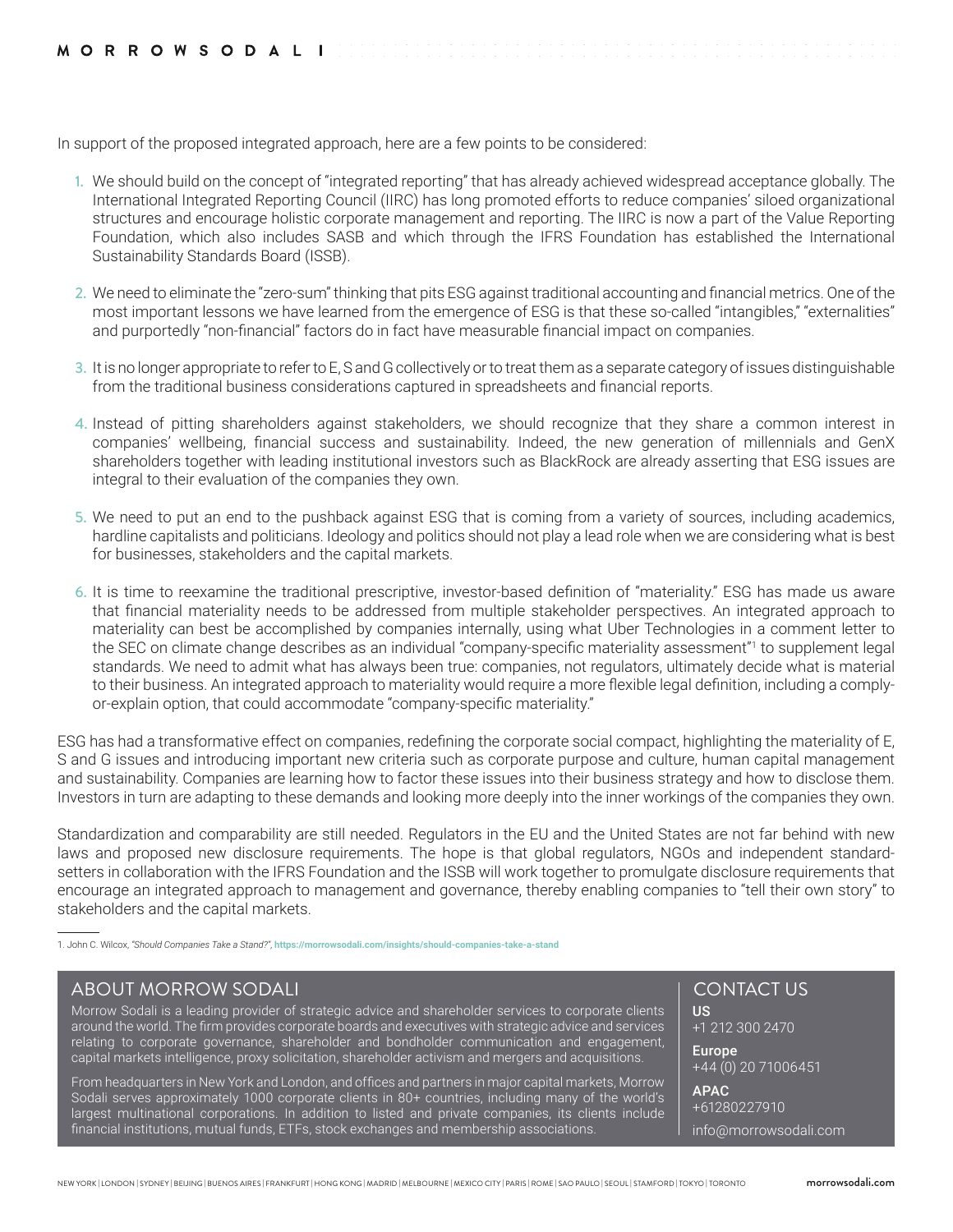In support of the proposed integrated approach, here are a few points to be considered:

1. We should build on the concept of "integrated reporting" that has already achieved widespread acceptance globally. The International Integrated Reporting Council (IIRC) has long promoted efforts to reduce companies' siloed organizational structures and encourage holistic corporate management and reporting. The IIRC is now a part of the Value Reporting Foundation, which also includes SASB and which through the IFRS Foundation has established the International Sustainability Standards Board (ISSB).

2. We need to eliminate the "zero-sum" thinking that pits ESG against traditional accounting and financial metrics. One of the most important lessons we have learned from the emergence of ESG is that these so-called "intangibles," "externalities" and purportedly "non-financial" factors do in fact have measurable financial impact on companies.

3. It is no longer appropriate to refer to E, S and G collectively or to treat them as a separate category of issues distinguishable from the traditional business considerations captured in spreadsheets and financial reports.

4. Instead of pitting shareholders against stakeholders, we should recognize that they share a common interest in companies' wellbeing, financial success and sustainability. Indeed, the new generation of millennials and GenX shareholders together with leading institutional investors such as BlackRock are already asserting that ESG issues are integral to their evaluation of the companies they own.

5. We need to put an end to the pushback against ESG that is coming from a variety of sources, including academics, hardline capitalists and politicians. Ideology and politics should not play a lead role when we are considering what is best for businesses, stakeholders and the capital markets.

6. It is time to reexamine the traditional prescriptive, investor-based definition of "materiality." ESG has made us aware that financial materiality needs to be addressed from multiple stakeholder perspectives. An integrated approach to materiality can best be accomplished by companies internally, using what Uber Technologies in a comment letter to the SEC on climate change describes as an individual "company-specific materiality assessment"[1] to supplement legal standards. We need to admit what has always been true: companies, not regulators, ultimately decide what is material to their business. An integrated approach to materiality would require a more flexible legal definition, including a comply-or-explain option, that could accommodate "company-specific materiality."

ESG has had a transformative effect on companies, redefining the corporate social compact, highlighting the materiality of E, S and G issues and introducing important new criteria such as corporate purpose and culture, human capital management and sustainability. Companies are learning how to factor these issues into their business strategy and how to disclose them. Investors in turn are adapting to these demands and looking more deeply into the inner workings of the companies they own.

Standardization and comparability are still needed. Regulators in the EU and the United States are not far behind with new laws and proposed new disclosure requirements. The hope is that global regulators, NGOs and independent standard-setters in collaboration with the IFRS Foundation and the ISSB will work together to promulgate disclosure requirements that encourage an integrated approach to management and governance, thereby enabling companies to "tell their own story" to stakeholders and the capital markets.

---

1. John C. Wilcox, *"Should Companies Take a Stand?"*, https://morrowsodali.com/insights/should-companies-take-a-stand

## ABOUT MORROW SODALI

Morrow Sodali is a leading provider of strategic advice and shareholder services to corporate clients around the world. The firm provides corporate boards and executives with strategic advice and services relating to corporate governance, shareholder and bondholder communication and engagement, capital markets intelligence, proxy solicitation, shareholder activism and mergers and acquisitions.

From headquarters in New York and London, and offices and partners in major capital markets, Morrow Sodali serves approximately 1000 corporate clients in 80+ countries, including many of the world's largest multinational corporations. In addition to listed and private companies, its clients include financial institutions, mutual funds, ETFs, stock exchanges and membership associations.

## CONTACT US

**US**
+1 212 300 2470

**Europe**
+44 (0) 20 71006451

**APAC**
+61280227910

info@morrowsodali.com

NEW YORK | LONDON | SYDNEY | BEIJING | BUENOS AIRES | FRANKFURT | HONG KONG | MADRID | MELBOURNE | MEXICO CITY | PARIS | ROME | SAO PAULO | SEOUL | STAMFORD | TOKYO | TORONTO

morrowsodali.com